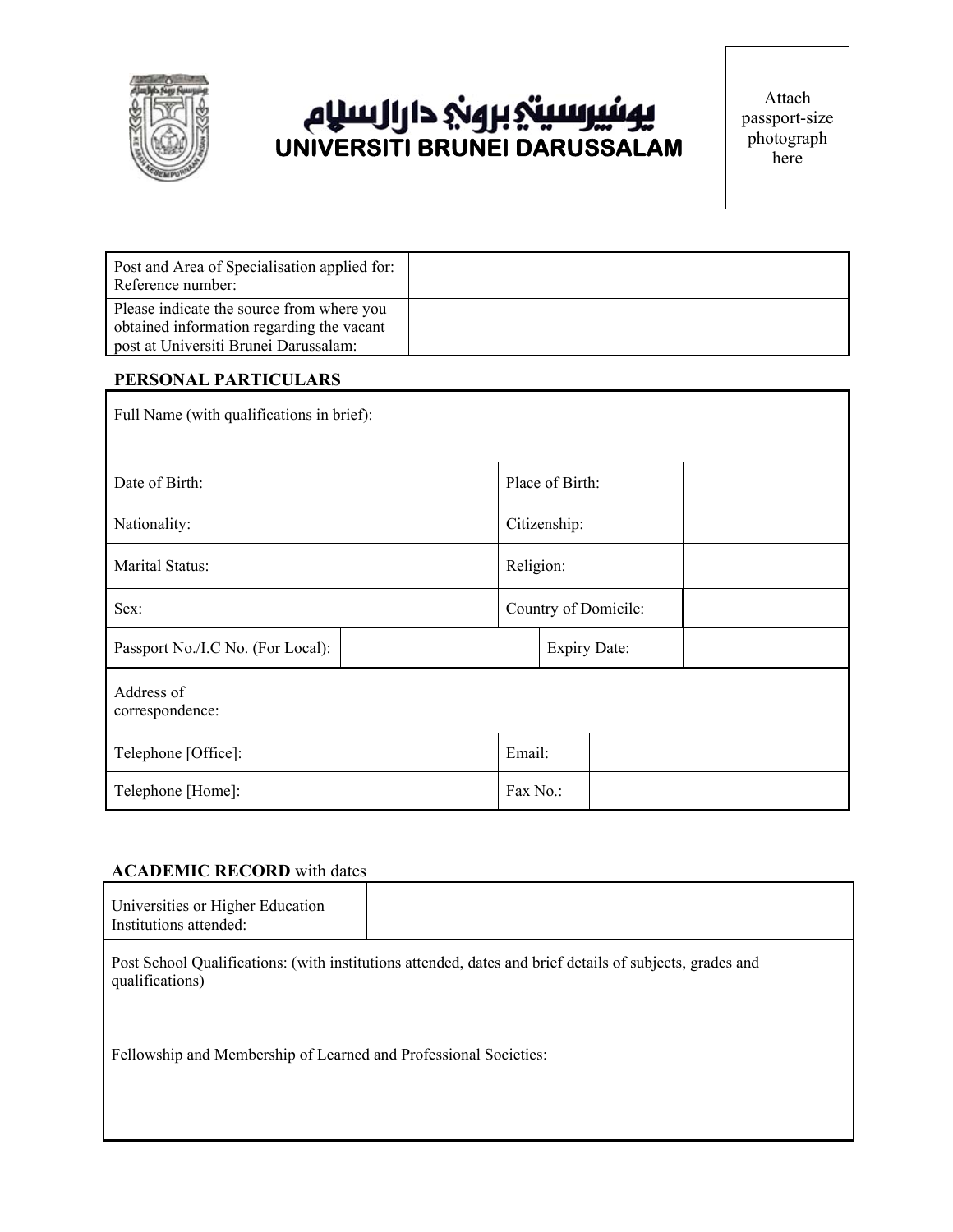يونيبرسيتي بروني دارالسلام
# UNIVERSITI BRUNEI DARUSSALAM

Attach passport-size photograph here

| Post and Area of Specialisation applied for: Reference number: | |
|---|---|
| Please indicate the source from where you obtained information regarding the vacant post at Universiti Brunei Darussalam: | |

## PERSONAL PARTICULARS

| Full Name (with qualifications in brief): | | | |
|---|---|---|---|
| Date of Birth: | | Place of Birth: | |
| Nationality: | | Citizenship: | |
| Marital Status: | | Religion: | |
| Sex: | | Country of Domicile: | |
| Passport No./I.C No. (For Local): | | Expiry Date: | |
| Address of correspondence: | | | |
| Telephone [Office]: | | Email: | |
| Telephone [Home]: | | Fax No.: | |

## ACADEMIC RECORD with dates

| Universities or Higher Education Institutions attended: | |
|---|---|
| Post School Qualifications: (with institutions attended, dates and brief details of subjects, grades and qualifications) | |
| Fellowship and Membership of Learned and Professional Societies: | |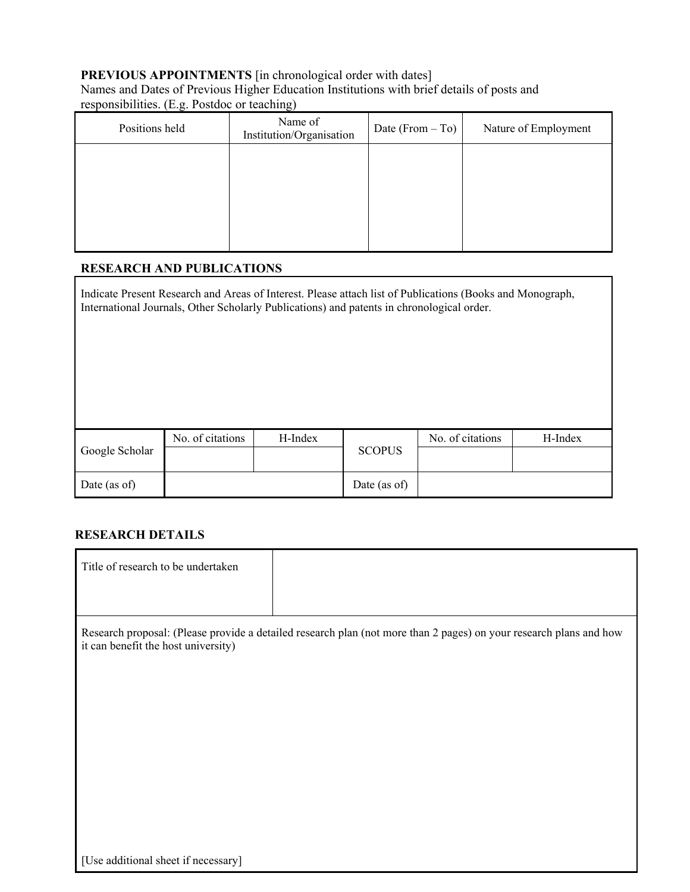**PREVIOUS APPOINTMENTS** [in chronological order with dates]
Names and Dates of Previous Higher Education Institutions with brief details of posts and responsibilities. (E.g. Postdoc or teaching)

| Positions held | Name of Institution/Organisation | Date (From – To) | Nature of Employment |
|---|---|---|---|
| | | | |

**RESEARCH AND PUBLICATIONS**

Indicate Present Research and Areas of Interest. Please attach list of Publications (Books and Monograph, International Journals, Other Scholarly Publications) and patents in chronological order.

| Google Scholar | No. of citations | H-Index | SCOPUS | No. of citations | H-Index |
|---|---|---|---|---|---|
| | | | | | |
| Date (as of) | | | Date (as of) | | |

**RESEARCH DETAILS**

| Title of research to be undertaken | |
|---|---|

Research proposal: (Please provide a detailed research plan (not more than 2 pages) on your research plans and how it can benefit the host university)

[Use additional sheet if necessary]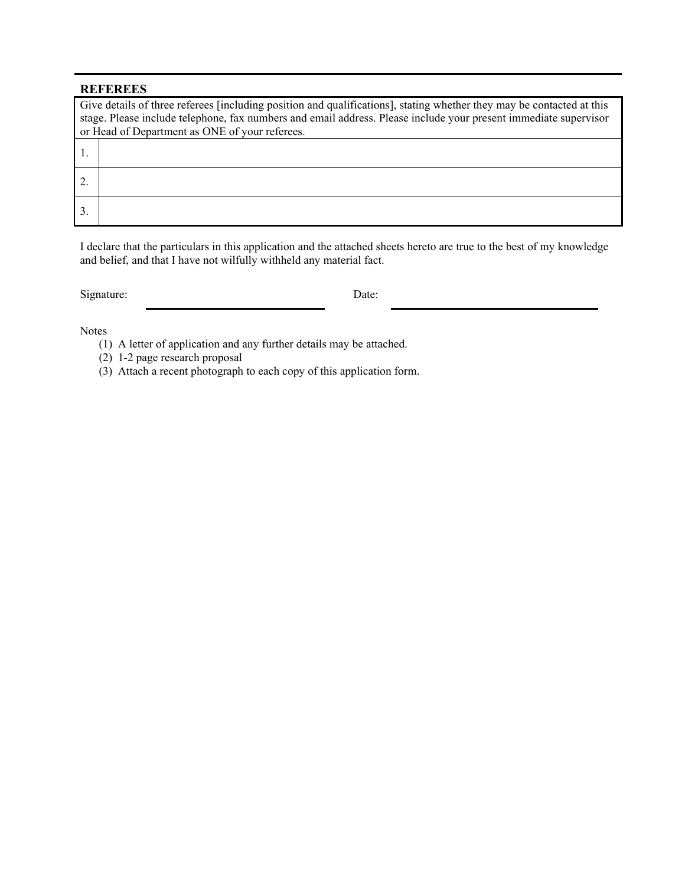## REFEREES

| | |
|---|---|
| Give details of three referees [including position and qualifications], stating whether they may be contacted at this stage. Please include telephone, fax numbers and email address. Please include your present immediate supervisor or Head of Department as ONE of your referees. | |
| 1. | |
| 2. | |
| 3. | |

I declare that the particulars in this application and the attached sheets hereto are true to the best of my knowledge and belief, and that I have not wilfully withheld any material fact.

Signature: ____________________ Date: ____________________

Notes

1. (1) A letter of application and any further details may be attached.
2. (2) 1-2 page research proposal
3. (3) Attach a recent photograph to each copy of this application form.